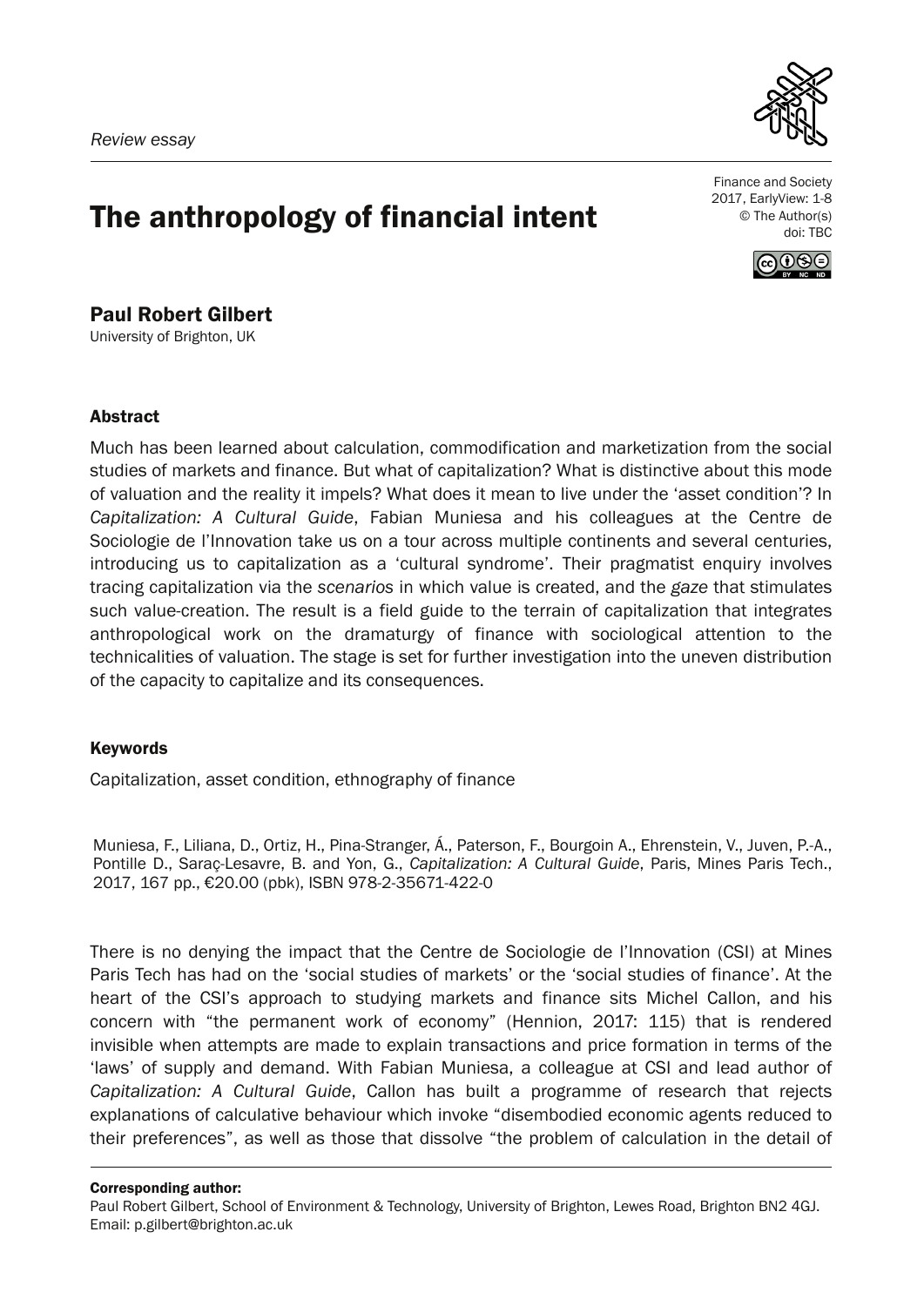*Review essay*

Finance and Society
2017, EarlyView: 1-8
© The Author(s)
doi: TBC

# The anthropology of financial intent

**Paul Robert Gilbert**
University of Brighton, UK

### Abstract

Much has been learned about calculation, commodification and marketization from the social studies of markets and finance. But what of capitalization? What is distinctive about this mode of valuation and the reality it impels? What does it mean to live under the 'asset condition'? In *Capitalization: A Cultural Guide*, Fabian Muniesa and his colleagues at the Centre de Sociologie de l'Innovation take us on a tour across multiple continents and several centuries, introducing us to capitalization as a 'cultural syndrome'. Their pragmatist enquiry involves tracing capitalization via the *scenarios* in which value is created, and the *gaze* that stimulates such value-creation. The result is a field guide to the terrain of capitalization that integrates anthropological work on the dramaturgy of finance with sociological attention to the technicalities of valuation. The stage is set for further investigation into the uneven distribution of the capacity to capitalize and its consequences.

### Keywords

Capitalization, asset condition, ethnography of finance

Muniesa, F., Liliana, D., Ortiz, H., Pina-Stranger, Á., Paterson, F., Bourgoin A., Ehrenstein, V., Juven, P.-A., Pontille D., Saraç-Lesavre, B. and Yon, G., *Capitalization: A Cultural Guide*, Paris, Mines Paris Tech., 2017, 167 pp., €20.00 (pbk), ISBN 978-2-35671-422-0

There is no denying the impact that the Centre de Sociologie de l'Innovation (CSI) at Mines Paris Tech has had on the 'social studies of markets' or the 'social studies of finance'. At the heart of the CSI's approach to studying markets and finance sits Michel Callon, and his concern with "the permanent work of economy" (Hennion, 2017: 115) that is rendered invisible when attempts are made to explain transactions and price formation in terms of the 'laws' of supply and demand. With Fabian Muniesa, a colleague at CSI and lead author of *Capitalization: A Cultural Guide*, Callon has built a programme of research that rejects explanations of calculative behaviour which invoke "disembodied economic agents reduced to their preferences", as well as those that dissolve "the problem of calculation in the detail of

**Corresponding author:**
Paul Robert Gilbert, School of Environment & Technology, University of Brighton, Lewes Road, Brighton BN2 4GJ.
Email: p.gilbert@brighton.ac.uk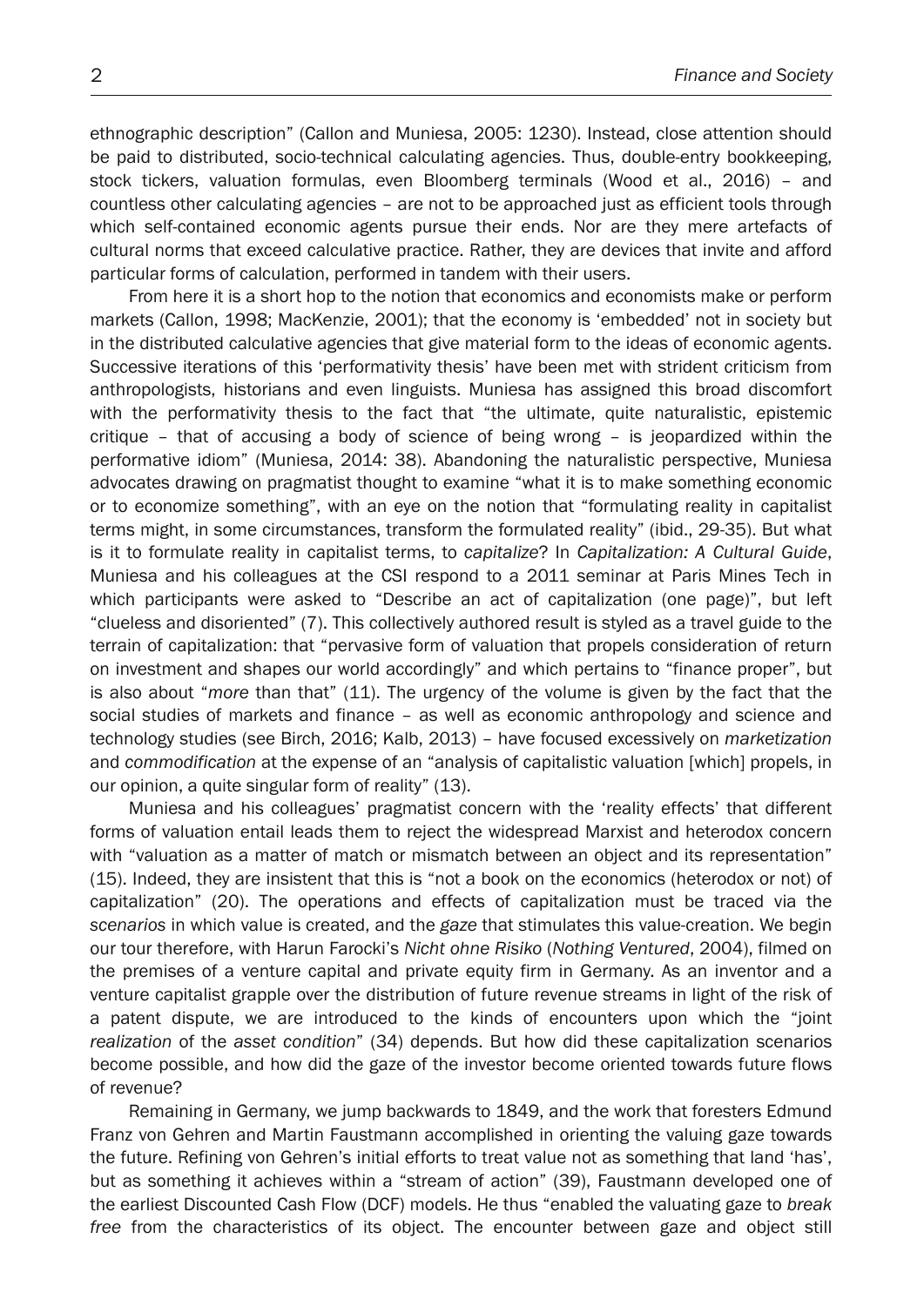ethnographic description" (Callon and Muniesa, 2005: 1230). Instead, close attention should be paid to distributed, socio-technical calculating agencies. Thus, double-entry bookkeeping, stock tickers, valuation formulas, even Bloomberg terminals (Wood et al., 2016) – and countless other calculating agencies – are not to be approached just as efficient tools through which self-contained economic agents pursue their ends. Nor are they mere artefacts of cultural norms that exceed calculative practice. Rather, they are devices that invite and afford particular forms of calculation, performed in tandem with their users.

From here it is a short hop to the notion that economics and economists make or perform markets (Callon, 1998; MacKenzie, 2001); that the economy is 'embedded' not in society but in the distributed calculative agencies that give material form to the ideas of economic agents. Successive iterations of this 'performativity thesis' have been met with strident criticism from anthropologists, historians and even linguists. Muniesa has assigned this broad discomfort with the performativity thesis to the fact that "the ultimate, quite naturalistic, epistemic critique – that of accusing a body of science of being wrong – is jeopardized within the performative idiom" (Muniesa, 2014: 38). Abandoning the naturalistic perspective, Muniesa advocates drawing on pragmatist thought to examine "what it is to make something economic or to economize something", with an eye on the notion that "formulating reality in capitalist terms might, in some circumstances, transform the formulated reality" (ibid., 29-35). But what is it to formulate reality in capitalist terms, to *capitalize*? In *Capitalization: A Cultural Guide*, Muniesa and his colleagues at the CSI respond to a 2011 seminar at Paris Mines Tech in which participants were asked to "Describe an act of capitalization (one page)", but left "clueless and disoriented" (7). This collectively authored result is styled as a travel guide to the terrain of capitalization: that "pervasive form of valuation that propels consideration of return on investment and shapes our world accordingly" and which pertains to "finance proper", but is also about "*more* than that" (11). The urgency of the volume is given by the fact that the social studies of markets and finance – as well as economic anthropology and science and technology studies (see Birch, 2016; Kalb, 2013) – have focused excessively on *marketization* and *commodification* at the expense of an "analysis of capitalistic valuation [which] propels, in our opinion, a quite singular form of reality" (13).

Muniesa and his colleagues' pragmatist concern with the 'reality effects' that different forms of valuation entail leads them to reject the widespread Marxist and heterodox concern with "valuation as a matter of match or mismatch between an object and its representation" (15). Indeed, they are insistent that this is "not a book on the economics (heterodox or not) of capitalization" (20). The operations and effects of capitalization must be traced via the *scenarios* in which value is created, and the *gaze* that stimulates this value-creation. We begin our tour therefore, with Harun Farocki's *Nicht ohne Risiko* (*Nothing Ventured*, 2004), filmed on the premises of a venture capital and private equity firm in Germany. As an inventor and a venture capitalist grapple over the distribution of future revenue streams in light of the risk of a patent dispute, we are introduced to the kinds of encounters upon which the "joint *realization* of the *asset condition*" (34) depends. But how did these capitalization scenarios become possible, and how did the gaze of the investor become oriented towards future flows of revenue?

Remaining in Germany, we jump backwards to 1849, and the work that foresters Edmund Franz von Gehren and Martin Faustmann accomplished in orienting the valuing gaze towards the future. Refining von Gehren's initial efforts to treat value not as something that land 'has', but as something it achieves within a "stream of action" (39), Faustmann developed one of the earliest Discounted Cash Flow (DCF) models. He thus "enabled the valuating gaze to *break free* from the characteristics of its object. The encounter between gaze and object still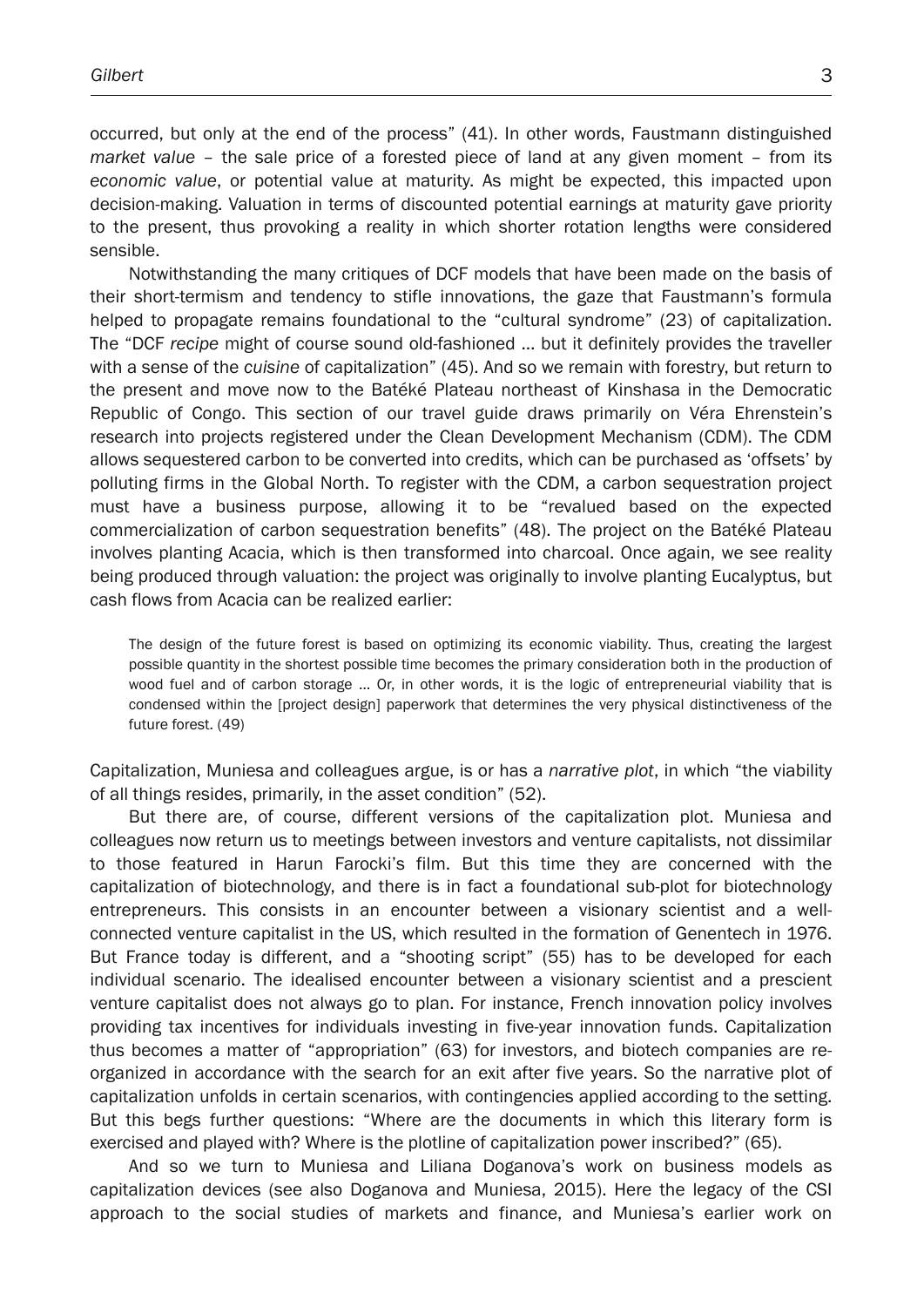occurred, but only at the end of the process" (41). In other words, Faustmann distinguished *market value* – the sale price of a forested piece of land at any given moment – from its *economic value*, or potential value at maturity. As might be expected, this impacted upon decision-making. Valuation in terms of discounted potential earnings at maturity gave priority to the present, thus provoking a reality in which shorter rotation lengths were considered sensible.

Notwithstanding the many critiques of DCF models that have been made on the basis of their short-termism and tendency to stifle innovations, the gaze that Faustmann's formula helped to propagate remains foundational to the "cultural syndrome" (23) of capitalization. The "DCF *recipe* might of course sound old-fashioned … but it definitely provides the traveller with a sense of the *cuisine* of capitalization" (45). And so we remain with forestry, but return to the present and move now to the Batéké Plateau northeast of Kinshasa in the Democratic Republic of Congo. This section of our travel guide draws primarily on Véra Ehrenstein's research into projects registered under the Clean Development Mechanism (CDM). The CDM allows sequestered carbon to be converted into credits, which can be purchased as 'offsets' by polluting firms in the Global North. To register with the CDM, a carbon sequestration project must have a business purpose, allowing it to be "revalued based on the expected commercialization of carbon sequestration benefits" (48). The project on the Batéké Plateau involves planting Acacia, which is then transformed into charcoal. Once again, we see reality being produced through valuation: the project was originally to involve planting Eucalyptus, but cash flows from Acacia can be realized earlier:

> The design of the future forest is based on optimizing its economic viability. Thus, creating the largest possible quantity in the shortest possible time becomes the primary consideration both in the production of wood fuel and of carbon storage … Or, in other words, it is the logic of entrepreneurial viability that is condensed within the [project design] paperwork that determines the very physical distinctiveness of the future forest. (49)

Capitalization, Muniesa and colleagues argue, is or has a *narrative plot*, in which "the viability of all things resides, primarily, in the asset condition" (52).

But there are, of course, different versions of the capitalization plot. Muniesa and colleagues now return us to meetings between investors and venture capitalists, not dissimilar to those featured in Harun Farocki's film. But this time they are concerned with the capitalization of biotechnology, and there is in fact a foundational sub-plot for biotechnology entrepreneurs. This consists in an encounter between a visionary scientist and a well-connected venture capitalist in the US, which resulted in the formation of Genentech in 1976. But France today is different, and a "shooting script" (55) has to be developed for each individual scenario. The idealised encounter between a visionary scientist and a prescient venture capitalist does not always go to plan. For instance, French innovation policy involves providing tax incentives for individuals investing in five-year innovation funds. Capitalization thus becomes a matter of "appropriation" (63) for investors, and biotech companies are re-organized in accordance with the search for an exit after five years. So the narrative plot of capitalization unfolds in certain scenarios, with contingencies applied according to the setting. But this begs further questions: "Where are the documents in which this literary form is exercised and played with? Where is the plotline of capitalization power inscribed?" (65).

And so we turn to Muniesa and Liliana Doganova's work on business models as capitalization devices (see also Doganova and Muniesa, 2015). Here the legacy of the CSI approach to the social studies of markets and finance, and Muniesa's earlier work on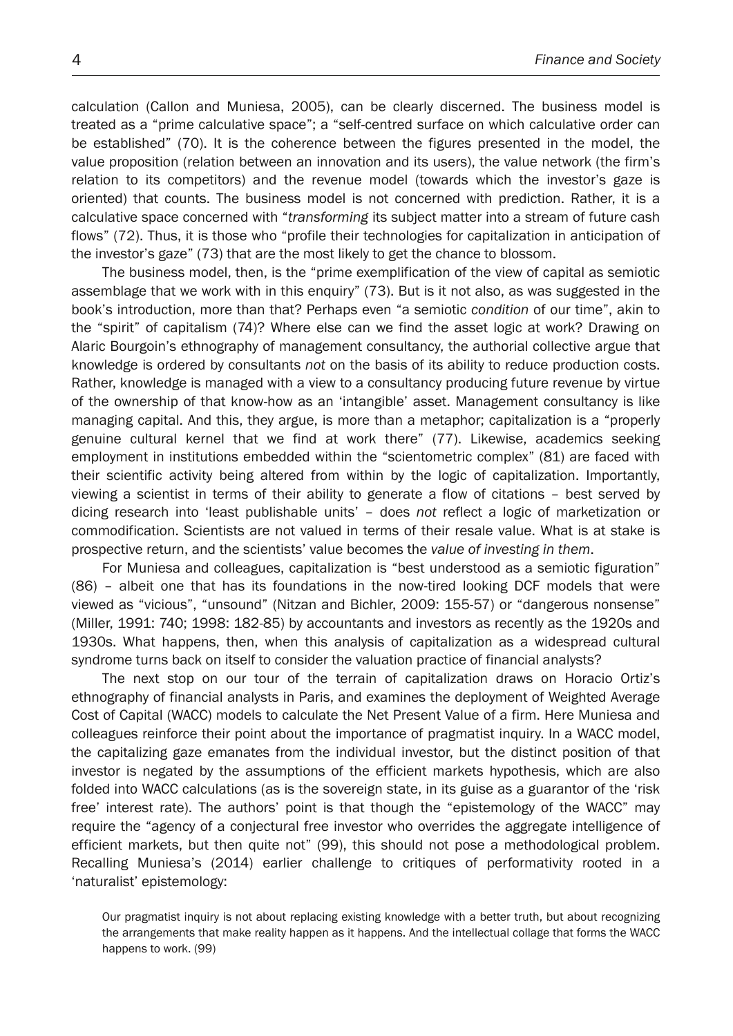calculation (Callon and Muniesa, 2005), can be clearly discerned. The business model is treated as a "prime calculative space"; a "self-centred surface on which calculative order can be established" (70). It is the coherence between the figures presented in the model, the value proposition (relation between an innovation and its users), the value network (the firm's relation to its competitors) and the revenue model (towards which the investor's gaze is oriented) that counts. The business model is not concerned with prediction. Rather, it is a calculative space concerned with "*transforming* its subject matter into a stream of future cash flows" (72). Thus, it is those who "profile their technologies for capitalization in anticipation of the investor's gaze" (73) that are the most likely to get the chance to blossom.

The business model, then, is the "prime exemplification of the view of capital as semiotic assemblage that we work with in this enquiry" (73). But is it not also, as was suggested in the book's introduction, more than that? Perhaps even "a semiotic *condition* of our time", akin to the "spirit" of capitalism (74)? Where else can we find the asset logic at work? Drawing on Alaric Bourgoin's ethnography of management consultancy, the authorial collective argue that knowledge is ordered by consultants *not* on the basis of its ability to reduce production costs. Rather, knowledge is managed with a view to a consultancy producing future revenue by virtue of the ownership of that know-how as an 'intangible' asset. Management consultancy is like managing capital. And this, they argue, is more than a metaphor; capitalization is a "properly genuine cultural kernel that we find at work there" (77). Likewise, academics seeking employment in institutions embedded within the "scientometric complex" (81) are faced with their scientific activity being altered from within by the logic of capitalization. Importantly, viewing a scientist in terms of their ability to generate a flow of citations – best served by dicing research into 'least publishable units' – does *not* reflect a logic of marketization or commodification. Scientists are not valued in terms of their resale value. What is at stake is prospective return, and the scientists' value becomes the *value of investing in them*.

For Muniesa and colleagues, capitalization is "best understood as a semiotic figuration" (86) – albeit one that has its foundations in the now-tired looking DCF models that were viewed as "vicious", "unsound" (Nitzan and Bichler, 2009: 155-57) or "dangerous nonsense" (Miller, 1991: 740; 1998: 182-85) by accountants and investors as recently as the 1920s and 1930s. What happens, then, when this analysis of capitalization as a widespread cultural syndrome turns back on itself to consider the valuation practice of financial analysts?

The next stop on our tour of the terrain of capitalization draws on Horacio Ortiz's ethnography of financial analysts in Paris, and examines the deployment of Weighted Average Cost of Capital (WACC) models to calculate the Net Present Value of a firm. Here Muniesa and colleagues reinforce their point about the importance of pragmatist inquiry. In a WACC model, the capitalizing gaze emanates from the individual investor, but the distinct position of that investor is negated by the assumptions of the efficient markets hypothesis, which are also folded into WACC calculations (as is the sovereign state, in its guise as a guarantor of the 'risk free' interest rate). The authors' point is that though the "epistemology of the WACC" may require the "agency of a conjectural free investor who overrides the aggregate intelligence of efficient markets, but then quite not" (99), this should not pose a methodological problem. Recalling Muniesa's (2014) earlier challenge to critiques of performativity rooted in a 'naturalist' epistemology:

> Our pragmatist inquiry is not about replacing existing knowledge with a better truth, but about recognizing the arrangements that make reality happen as it happens. And the intellectual collage that forms the WACC happens to work. (99)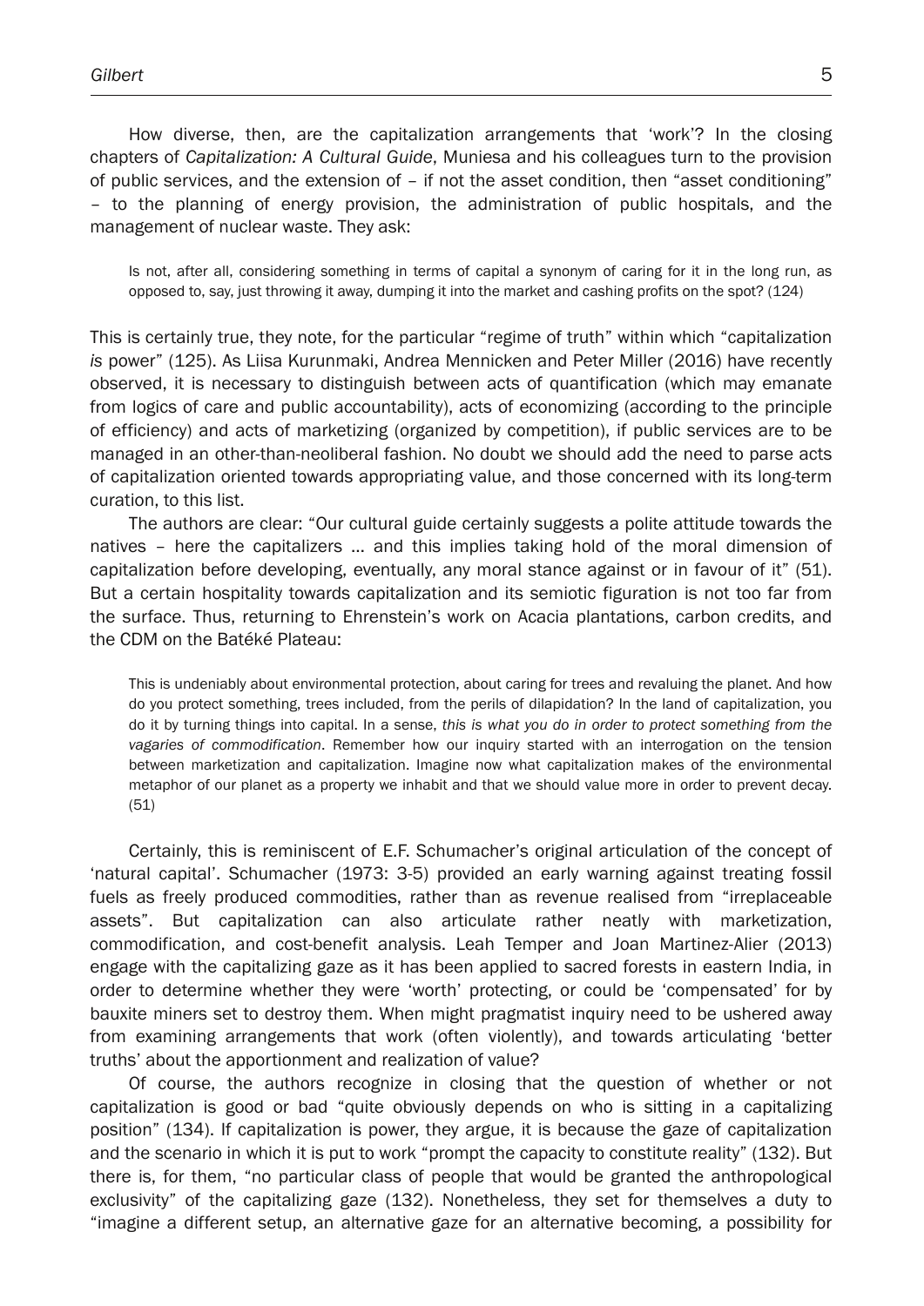How diverse, then, are the capitalization arrangements that 'work'? In the closing chapters of *Capitalization: A Cultural Guide*, Muniesa and his colleagues turn to the provision of public services, and the extension of – if not the asset condition, then "asset conditioning" – to the planning of energy provision, the administration of public hospitals, and the management of nuclear waste. They ask:

> Is not, after all, considering something in terms of capital a synonym of caring for it in the long run, as opposed to, say, just throwing it away, dumping it into the market and cashing profits on the spot? (124)

This is certainly true, they note, for the particular "regime of truth" within which "capitalization *is* power" (125). As Liisa Kurunmaki, Andrea Mennicken and Peter Miller (2016) have recently observed, it is necessary to distinguish between acts of quantification (which may emanate from logics of care and public accountability), acts of economizing (according to the principle of efficiency) and acts of marketizing (organized by competition), if public services are to be managed in an other-than-neoliberal fashion. No doubt we should add the need to parse acts of capitalization oriented towards appropriating value, and those concerned with its long-term curation, to this list.

The authors are clear: "Our cultural guide certainly suggests a polite attitude towards the natives – here the capitalizers … and this implies taking hold of the moral dimension of capitalization before developing, eventually, any moral stance against or in favour of it" (51). But a certain hospitality towards capitalization and its semiotic figuration is not too far from the surface. Thus, returning to Ehrenstein's work on Acacia plantations, carbon credits, and the CDM on the Batéké Plateau:

> This is undeniably about environmental protection, about caring for trees and revaluing the planet. And how do you protect something, trees included, from the perils of dilapidation? In the land of capitalization, you do it by turning things into capital. In a sense, *this is what you do in order to protect something from the vagaries of commodification*. Remember how our inquiry started with an interrogation on the tension between marketization and capitalization. Imagine now what capitalization makes of the environmental metaphor of our planet as a property we inhabit and that we should value more in order to prevent decay. (51)

Certainly, this is reminiscent of E.F. Schumacher's original articulation of the concept of 'natural capital'. Schumacher (1973: 3-5) provided an early warning against treating fossil fuels as freely produced commodities, rather than as revenue realised from "irreplaceable assets". But capitalization can also articulate rather neatly with marketization, commodification, and cost-benefit analysis. Leah Temper and Joan Martinez-Alier (2013) engage with the capitalizing gaze as it has been applied to sacred forests in eastern India, in order to determine whether they were 'worth' protecting, or could be 'compensated' for by bauxite miners set to destroy them. When might pragmatist inquiry need to be ushered away from examining arrangements that work (often violently), and towards articulating 'better truths' about the apportionment and realization of value?

Of course, the authors recognize in closing that the question of whether or not capitalization is good or bad "quite obviously depends on who is sitting in a capitalizing position" (134). If capitalization is power, they argue, it is because the gaze of capitalization and the scenario in which it is put to work "prompt the capacity to constitute reality" (132). But there is, for them, "no particular class of people that would be granted the anthropological exclusivity" of the capitalizing gaze (132). Nonetheless, they set for themselves a duty to "imagine a different setup, an alternative gaze for an alternative becoming, a possibility for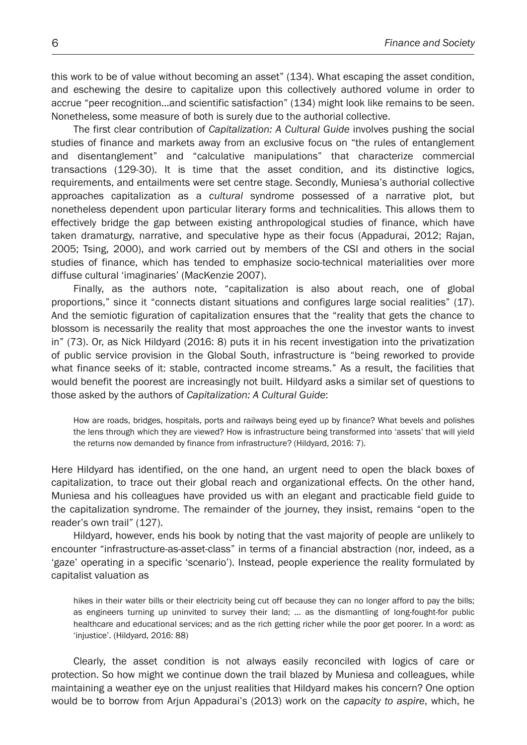this work to be of value without becoming an asset" (134). What escaping the asset condition, and eschewing the desire to capitalize upon this collectively authored volume in order to accrue "peer recognition…and scientific satisfaction" (134) might look like remains to be seen. Nonetheless, some measure of both is surely due to the authorial collective.

The first clear contribution of *Capitalization: A Cultural Guide* involves pushing the social studies of finance and markets away from an exclusive focus on "the rules of entanglement and disentanglement" and "calculative manipulations" that characterize commercial transactions (129-30). It is time that the asset condition, and its distinctive logics, requirements, and entailments were set centre stage. Secondly, Muniesa's authorial collective approaches capitalization as a *cultural* syndrome possessed of a narrative plot, but nonetheless dependent upon particular literary forms and technicalities. This allows them to effectively bridge the gap between existing anthropological studies of finance, which have taken dramaturgy, narrative, and speculative hype as their focus (Appadurai, 2012; Rajan, 2005; Tsing, 2000), and work carried out by members of the CSI and others in the social studies of finance, which has tended to emphasize socio-technical materialities over more diffuse cultural 'imaginaries' (MacKenzie 2007).

Finally, as the authors note, "capitalization is also about reach, one of global proportions," since it "connects distant situations and configures large social realities" (17). And the semiotic figuration of capitalization ensures that the "reality that gets the chance to blossom is necessarily the reality that most approaches the one the investor wants to invest in" (73). Or, as Nick Hildyard (2016: 8) puts it in his recent investigation into the privatization of public service provision in the Global South, infrastructure is "being reworked to provide what finance seeks of it: stable, contracted income streams." As a result, the facilities that would benefit the poorest are increasingly not built. Hildyard asks a similar set of questions to those asked by the authors of *Capitalization: A Cultural Guide*:

> How are roads, bridges, hospitals, ports and railways being eyed up by finance? What bevels and polishes the lens through which they are viewed? How is infrastructure being transformed into 'assets' that will yield the returns now demanded by finance from infrastructure? (Hildyard, 2016: 7).

Here Hildyard has identified, on the one hand, an urgent need to open the black boxes of capitalization, to trace out their global reach and organizational effects. On the other hand, Muniesa and his colleagues have provided us with an elegant and practicable field guide to the capitalization syndrome. The remainder of the journey, they insist, remains "open to the reader's own trail" (127).

Hildyard, however, ends his book by noting that the vast majority of people are unlikely to encounter "infrastructure-as-asset-class" in terms of a financial abstraction (nor, indeed, as a 'gaze' operating in a specific 'scenario'). Instead, people experience the reality formulated by capitalist valuation as

> hikes in their water bills or their electricity being cut off because they can no longer afford to pay the bills; as engineers turning up uninvited to survey their land; … as the dismantling of long-fought-for public healthcare and educational services; and as the rich getting richer while the poor get poorer. In a word: as 'injustice'. (Hildyard, 2016: 88)

Clearly, the asset condition is not always easily reconciled with logics of care or protection. So how might we continue down the trail blazed by Muniesa and colleagues, while maintaining a weather eye on the unjust realities that Hildyard makes his concern? One option would be to borrow from Arjun Appadurai's (2013) work on the *capacity to aspire*, which, he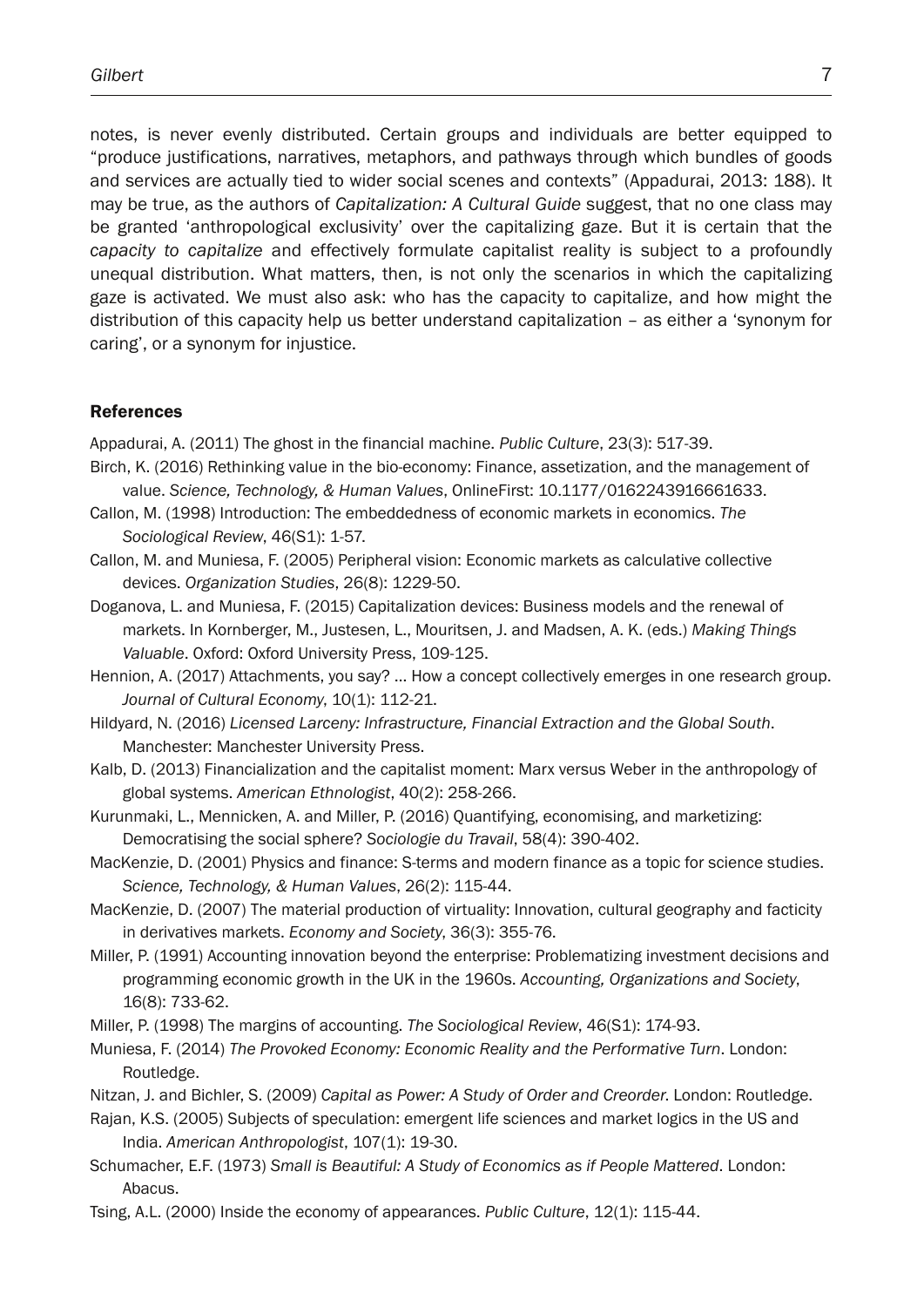notes, is never evenly distributed. Certain groups and individuals are better equipped to "produce justifications, narratives, metaphors, and pathways through which bundles of goods and services are actually tied to wider social scenes and contexts" (Appadurai, 2013: 188). It may be true, as the authors of *Capitalization: A Cultural Guide* suggest, that no one class may be granted 'anthropological exclusivity' over the capitalizing gaze. But it is certain that the *capacity to capitalize* and effectively formulate capitalist reality is subject to a profoundly unequal distribution. What matters, then, is not only the scenarios in which the capitalizing gaze is activated. We must also ask: who has the capacity to capitalize, and how might the distribution of this capacity help us better understand capitalization – as either a 'synonym for caring', or a synonym for injustice.

## References

Appadurai, A. (2011) The ghost in the financial machine. *Public Culture*, 23(3): 517-39.

Birch, K. (2016) Rethinking value in the bio-economy: Finance, assetization, and the management of value. *Science, Technology, & Human Values*, OnlineFirst: 10.1177/0162243916661633.

Callon, M. (1998) Introduction: The embeddedness of economic markets in economics. *The Sociological Review*, 46(S1): 1-57.

Callon, M. and Muniesa, F. (2005) Peripheral vision: Economic markets as calculative collective devices. *Organization Studies*, 26(8): 1229-50.

Doganova, L. and Muniesa, F. (2015) Capitalization devices: Business models and the renewal of markets. In Kornberger, M., Justesen, L., Mouritsen, J. and Madsen, A. K. (eds.) *Making Things Valuable*. Oxford: Oxford University Press, 109-125.

Hennion, A. (2017) Attachments, you say? … How a concept collectively emerges in one research group. *Journal of Cultural Economy*, 10(1): 112-21.

Hildyard, N. (2016) *Licensed Larceny: Infrastructure, Financial Extraction and the Global South*. Manchester: Manchester University Press.

Kalb, D. (2013) Financialization and the capitalist moment: Marx versus Weber in the anthropology of global systems. *American Ethnologist*, 40(2): 258-266.

Kurunmaki, L., Mennicken, A. and Miller, P. (2016) Quantifying, economising, and marketizing: Democratising the social sphere? *Sociologie du Travail*, 58(4): 390-402.

MacKenzie, D. (2001) Physics and finance: S-terms and modern finance as a topic for science studies. *Science, Technology, & Human Values*, 26(2): 115-44.

MacKenzie, D. (2007) The material production of virtuality: Innovation, cultural geography and facticity in derivatives markets. *Economy and Society*, 36(3): 355-76.

Miller, P. (1991) Accounting innovation beyond the enterprise: Problematizing investment decisions and programming economic growth in the UK in the 1960s. *Accounting, Organizations and Society*, 16(8): 733-62.

Miller, P. (1998) The margins of accounting. *The Sociological Review*, 46(S1): 174-93.

Muniesa, F. (2014) *The Provoked Economy: Economic Reality and the Performative Turn*. London: Routledge.

Nitzan, J. and Bichler, S. (2009) *Capital as Power: A Study of Order and Creorder*. London: Routledge.

Rajan, K.S. (2005) Subjects of speculation: emergent life sciences and market logics in the US and India. *American Anthropologist*, 107(1): 19-30.

Schumacher, E.F. (1973) *Small is Beautiful: A Study of Economics as if People Mattered*. London: Abacus.

Tsing, A.L. (2000) Inside the economy of appearances. *Public Culture*, 12(1): 115-44.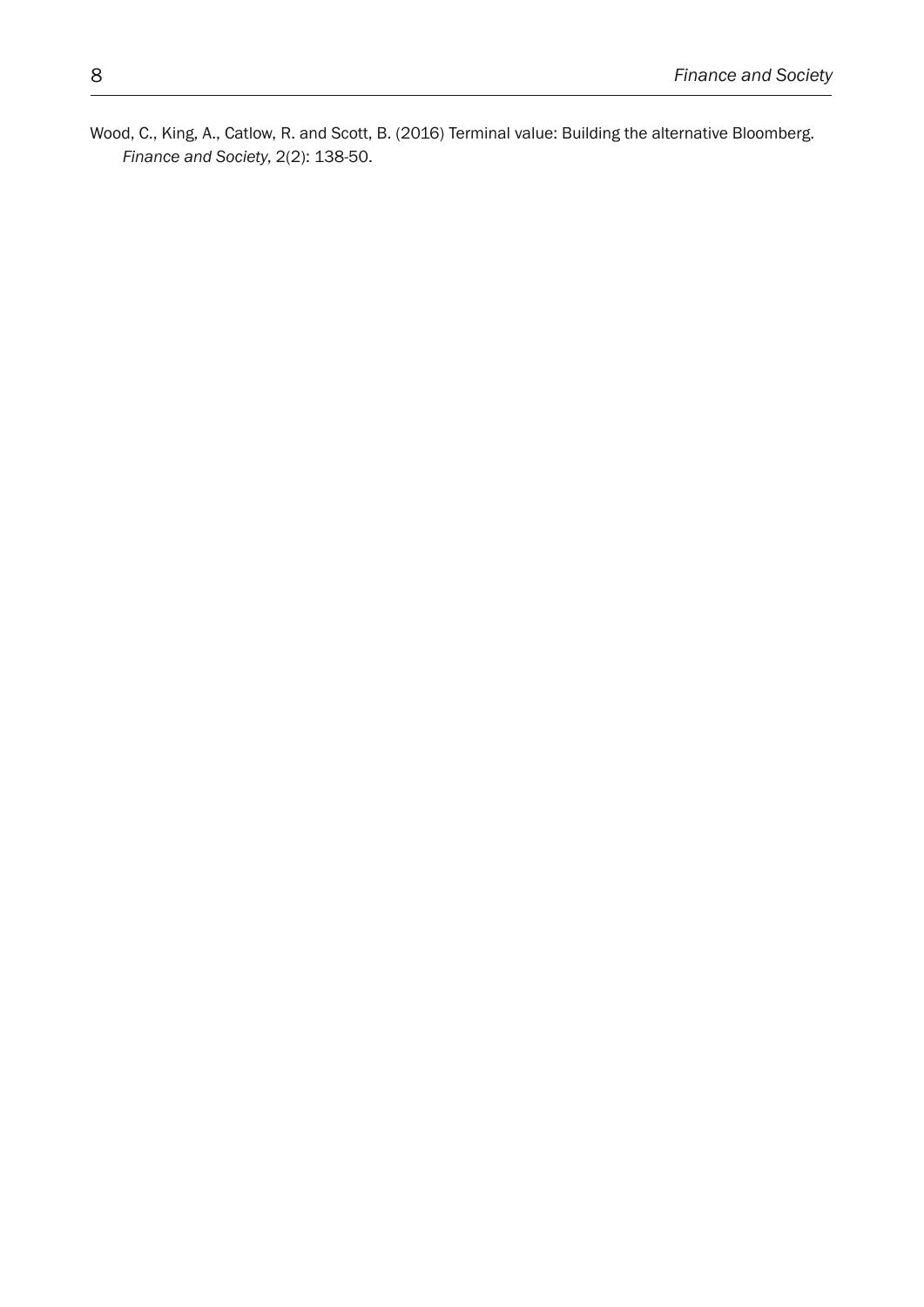Wood, C., King, A., Catlow, R. and Scott, B. (2016) Terminal value: Building the alternative Bloomberg. *Finance and Society*, 2(2): 138-50.